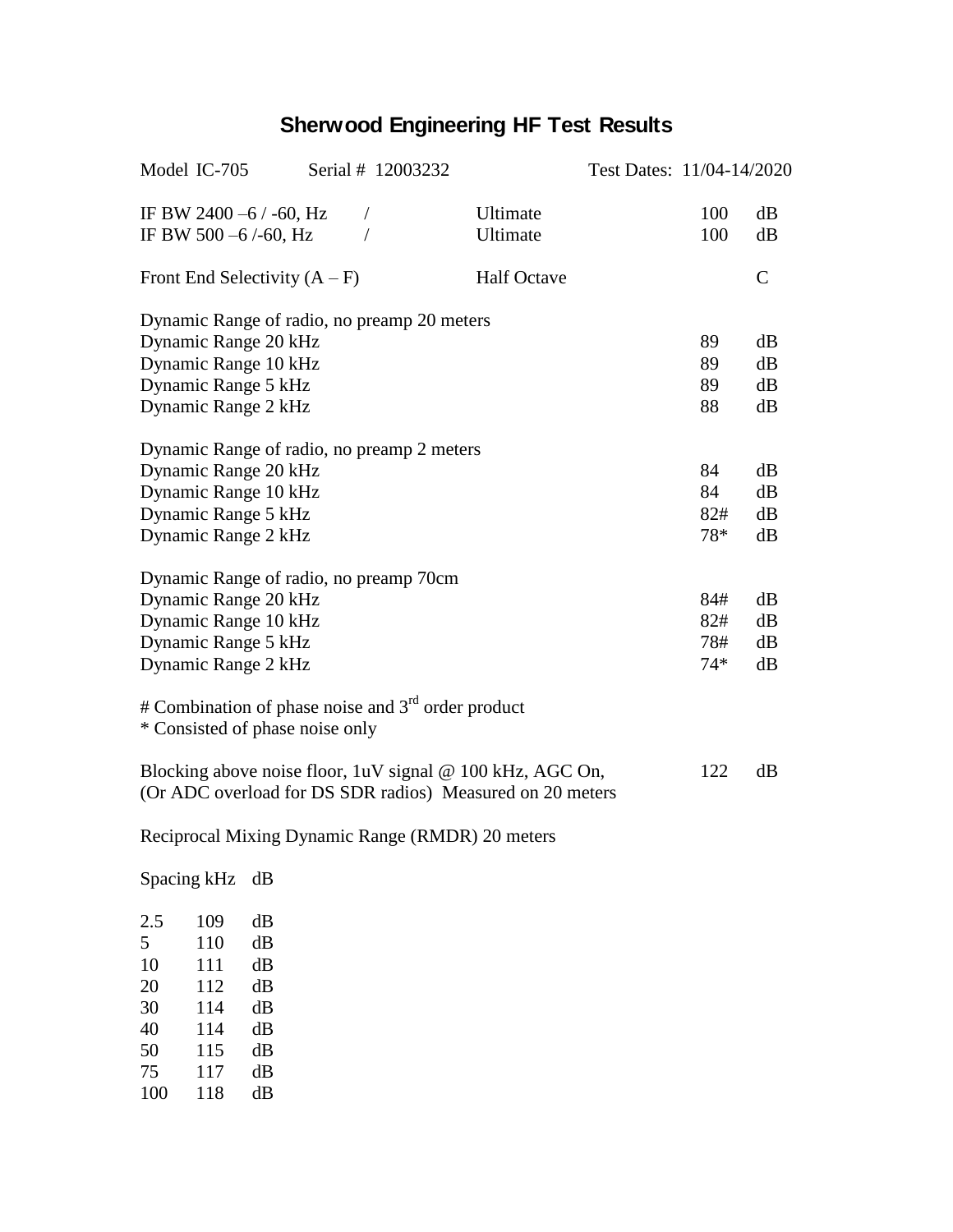# Sherwood Engineering HF Test Results

Model IC-705 Serial # 12003232 Test Dates: 11/04-14/2020

| | | | | |
|---|---|---|---|---|
| IF BW 2400 –6 / -60, Hz | / | Ultimate | 100 | dB |
| IF BW 500 –6 /-60, Hz | / | Ultimate | 100 | dB |
| Front End Selectivity (A – F) | | Half Octave | | C |

Dynamic Range of radio, no preamp 20 meters

| | | |
|---|---|---|
| Dynamic Range 20 kHz | 89 | dB |
| Dynamic Range 10 kHz | 89 | dB |
| Dynamic Range 5 kHz | 89 | dB |
| Dynamic Range 2 kHz | 88 | dB |

Dynamic Range of radio, no preamp 2 meters

| | | |
|---|---|---|
| Dynamic Range 20 kHz | 84 | dB |
| Dynamic Range 10 kHz | 84 | dB |
| Dynamic Range 5 kHz | 82# | dB |
| Dynamic Range 2 kHz | 78* | dB |

Dynamic Range of radio, no preamp 70cm

| | | |
|---|---|---|
| Dynamic Range 20 kHz | 84# | dB |
| Dynamic Range 10 kHz | 82# | dB |
| Dynamic Range 5 kHz | 78# | dB |
| Dynamic Range 2 kHz | 74* | dB |

# Combination of phase noise and 3rd order product
* Consisted of phase noise only

Blocking above noise floor, 1uV signal @ 100 kHz, AGC On, (Or ADC overload for DS SDR radios) Measured on 20 meters — 122 dB

Reciprocal Mixing Dynamic Range (RMDR) 20 meters

| Spacing kHz | dB | |
|---|---|---|
| 2.5 | 109 | dB |
| 5 | 110 | dB |
| 10 | 111 | dB |
| 20 | 112 | dB |
| 30 | 114 | dB |
| 40 | 114 | dB |
| 50 | 115 | dB |
| 75 | 117 | dB |
| 100 | 118 | dB |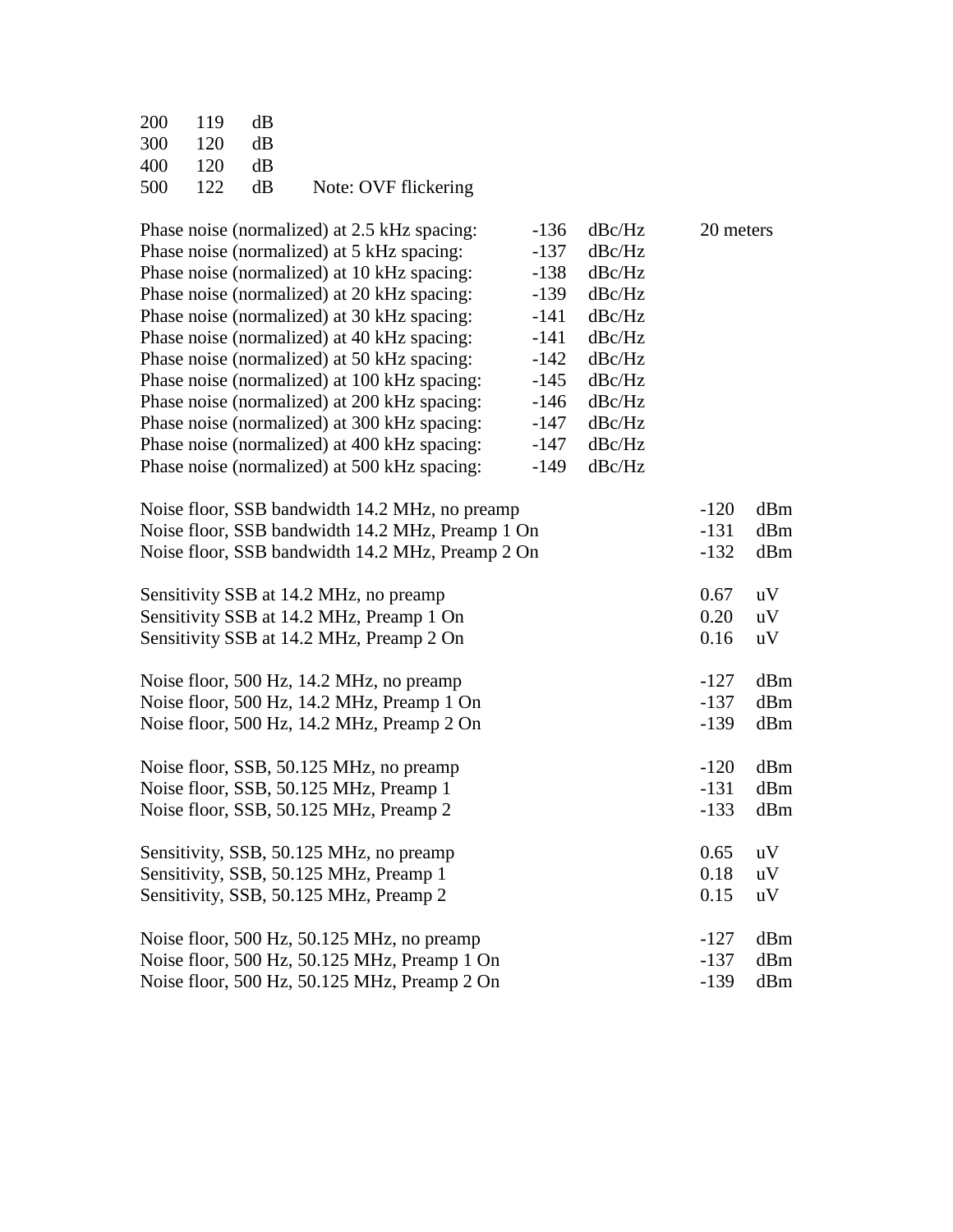| | | | |
|---|---|---|---|
| 200 | 119 | dB | |
| 300 | 120 | dB | |
| 400 | 120 | dB | |
| 500 | 122 | dB | Note: OVF flickering |

| | | | |
|---|---|---|---|
| Phase noise (normalized) at 2.5 kHz spacing: | -136 | dBc/Hz | 20 meters |
| Phase noise (normalized) at 5 kHz spacing: | -137 | dBc/Hz | |
| Phase noise (normalized) at 10 kHz spacing: | -138 | dBc/Hz | |
| Phase noise (normalized) at 20 kHz spacing: | -139 | dBc/Hz | |
| Phase noise (normalized) at 30 kHz spacing: | -141 | dBc/Hz | |
| Phase noise (normalized) at 40 kHz spacing: | -141 | dBc/Hz | |
| Phase noise (normalized) at 50 kHz spacing: | -142 | dBc/Hz | |
| Phase noise (normalized) at 100 kHz spacing: | -145 | dBc/Hz | |
| Phase noise (normalized) at 200 kHz spacing: | -146 | dBc/Hz | |
| Phase noise (normalized) at 300 kHz spacing: | -147 | dBc/Hz | |
| Phase noise (normalized) at 400 kHz spacing: | -147 | dBc/Hz | |
| Phase noise (normalized) at 500 kHz spacing: | -149 | dBc/Hz | |

| | | |
|---|---|---|
| Noise floor, SSB bandwidth 14.2 MHz, no preamp | -120 | dBm |
| Noise floor, SSB bandwidth 14.2 MHz, Preamp 1 On | -131 | dBm |
| Noise floor, SSB bandwidth 14.2 MHz, Preamp 2 On | -132 | dBm |
| | | |
| Sensitivity SSB at 14.2 MHz, no preamp | 0.67 | uV |
| Sensitivity SSB at 14.2 MHz, Preamp 1 On | 0.20 | uV |
| Sensitivity SSB at 14.2 MHz, Preamp 2 On | 0.16 | uV |
| | | |
| Noise floor, 500 Hz, 14.2 MHz, no preamp | -127 | dBm |
| Noise floor, 500 Hz, 14.2 MHz, Preamp 1 On | -137 | dBm |
| Noise floor, 500 Hz, 14.2 MHz, Preamp 2 On | -139 | dBm |
| | | |
| Noise floor, SSB, 50.125 MHz, no preamp | -120 | dBm |
| Noise floor, SSB, 50.125 MHz, Preamp 1 | -131 | dBm |
| Noise floor, SSB, 50.125 MHz, Preamp 2 | -133 | dBm |
| | | |
| Sensitivity, SSB, 50.125 MHz, no preamp | 0.65 | uV |
| Sensitivity, SSB, 50.125 MHz, Preamp 1 | 0.18 | uV |
| Sensitivity, SSB, 50.125 MHz, Preamp 2 | 0.15 | uV |
| | | |
| Noise floor, 500 Hz, 50.125 MHz, no preamp | -127 | dBm |
| Noise floor, 500 Hz, 50.125 MHz, Preamp 1 On | -137 | dBm |
| Noise floor, 500 Hz, 50.125 MHz, Preamp 2 On | -139 | dBm |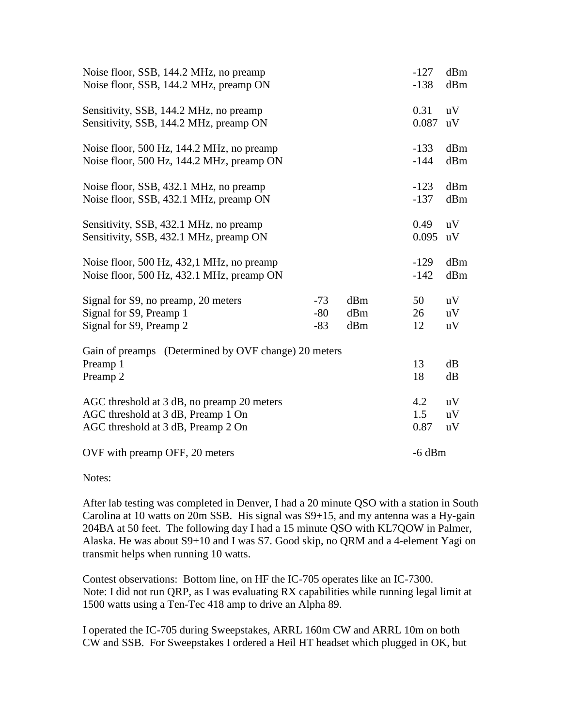| Measurement | | | Value | Unit |
|---|---|---|---|---|
| Noise floor, SSB, 144.2 MHz, no preamp | | | -127 | dBm |
| Noise floor, SSB, 144.2 MHz, preamp ON | | | -138 | dBm |
| | | | | |
| Sensitivity, SSB, 144.2 MHz, no preamp | | | 0.31 | uV |
| Sensitivity, SSB, 144.2 MHz, preamp ON | | | 0.087 | uV |
| | | | | |
| Noise floor, 500 Hz, 144.2 MHz, no preamp | | | -133 | dBm |
| Noise floor, 500 Hz, 144.2 MHz, preamp ON | | | -144 | dBm |
| | | | | |
| Noise floor, SSB, 432.1 MHz, no preamp | | | -123 | dBm |
| Noise floor, SSB, 432.1 MHz, preamp ON | | | -137 | dBm |
| | | | | |
| Sensitivity, SSB, 432.1 MHz, no preamp | | | 0.49 | uV |
| Sensitivity, SSB, 432.1 MHz, preamp ON | | | 0.095 | uV |
| | | | | |
| Noise floor, 500 Hz, 432,1 MHz, no preamp | | | -129 | dBm |
| Noise floor, 500 Hz, 432.1 MHz, preamp ON | | | -142 | dBm |
| | | | | |
| Signal for S9, no preamp, 20 meters | -73 | dBm | 50 | uV |
| Signal for S9, Preamp 1 | -80 | dBm | 26 | uV |
| Signal for S9, Preamp 2 | -83 | dBm | 12 | uV |
| | | | | |
| Gain of preamps (Determined by OVF change) 20 meters | | | | |
| Preamp 1 | | | 13 | dB |
| Preamp 2 | | | 18 | dB |
| | | | | |
| AGC threshold at 3 dB, no preamp 20 meters | | | 4.2 | uV |
| AGC threshold at 3 dB, Preamp 1 On | | | 1.5 | uV |
| AGC threshold at 3 dB, Preamp 2 On | | | 0.87 | uV |
| | | | | |
| OVF with preamp OFF, 20 meters | | | -6 dBm | |

Notes:

After lab testing was completed in Denver, I had a 20 minute QSO with a station in South Carolina at 10 watts on 20m SSB. His signal was S9+15, and my antenna was a Hy-gain 204BA at 50 feet. The following day I had a 15 minute QSO with KL7QOW in Palmer, Alaska. He was about S9+10 and I was S7. Good skip, no QRM and a 4-element Yagi on transmit helps when running 10 watts.

Contest observations: Bottom line, on HF the IC-705 operates like an IC-7300. Note: I did not run QRP, as I was evaluating RX capabilities while running legal limit at 1500 watts using a Ten-Tec 418 amp to drive an Alpha 89.

I operated the IC-705 during Sweepstakes, ARRL 160m CW and ARRL 10m on both CW and SSB. For Sweepstakes I ordered a Heil HT headset which plugged in OK, but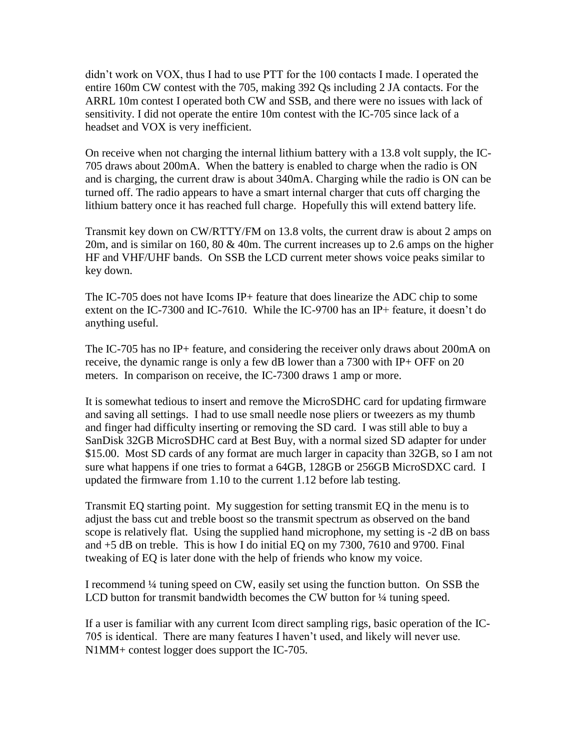didn't work on VOX, thus I had to use PTT for the 100 contacts I made. I operated the entire 160m CW contest with the 705, making 392 Qs including 2 JA contacts. For the ARRL 10m contest I operated both CW and SSB, and there were no issues with lack of sensitivity. I did not operate the entire 10m contest with the IC-705 since lack of a headset and VOX is very inefficient.

On receive when not charging the internal lithium battery with a 13.8 volt supply, the IC-705 draws about 200mA. When the battery is enabled to charge when the radio is ON and is charging, the current draw is about 340mA. Charging while the radio is ON can be turned off. The radio appears to have a smart internal charger that cuts off charging the lithium battery once it has reached full charge. Hopefully this will extend battery life.

Transmit key down on CW/RTTY/FM on 13.8 volts, the current draw is about 2 amps on 20m, and is similar on 160, 80 & 40m. The current increases up to 2.6 amps on the higher HF and VHF/UHF bands. On SSB the LCD current meter shows voice peaks similar to key down.

The IC-705 does not have Icoms IP+ feature that does linearize the ADC chip to some extent on the IC-7300 and IC-7610. While the IC-9700 has an IP+ feature, it doesn't do anything useful.

The IC-705 has no IP+ feature, and considering the receiver only draws about 200mA on receive, the dynamic range is only a few dB lower than a 7300 with IP+ OFF on 20 meters. In comparison on receive, the IC-7300 draws 1 amp or more.

It is somewhat tedious to insert and remove the MicroSDHC card for updating firmware and saving all settings. I had to use small needle nose pliers or tweezers as my thumb and finger had difficulty inserting or removing the SD card. I was still able to buy a SanDisk 32GB MicroSDHC card at Best Buy, with a normal sized SD adapter for under $15.00. Most SD cards of any format are much larger in capacity than 32GB, so I am not sure what happens if one tries to format a 64GB, 128GB or 256GB MicroSDXC card. I updated the firmware from 1.10 to the current 1.12 before lab testing.

Transmit EQ starting point. My suggestion for setting transmit EQ in the menu is to adjust the bass cut and treble boost so the transmit spectrum as observed on the band scope is relatively flat. Using the supplied hand microphone, my setting is -2 dB on bass and +5 dB on treble. This is how I do initial EQ on my 7300, 7610 and 9700. Final tweaking of EQ is later done with the help of friends who know my voice.

I recommend ¼ tuning speed on CW, easily set using the function button. On SSB the LCD button for transmit bandwidth becomes the CW button for ¼ tuning speed.

If a user is familiar with any current Icom direct sampling rigs, basic operation of the IC-705 is identical. There are many features I haven't used, and likely will never use. N1MM+ contest logger does support the IC-705.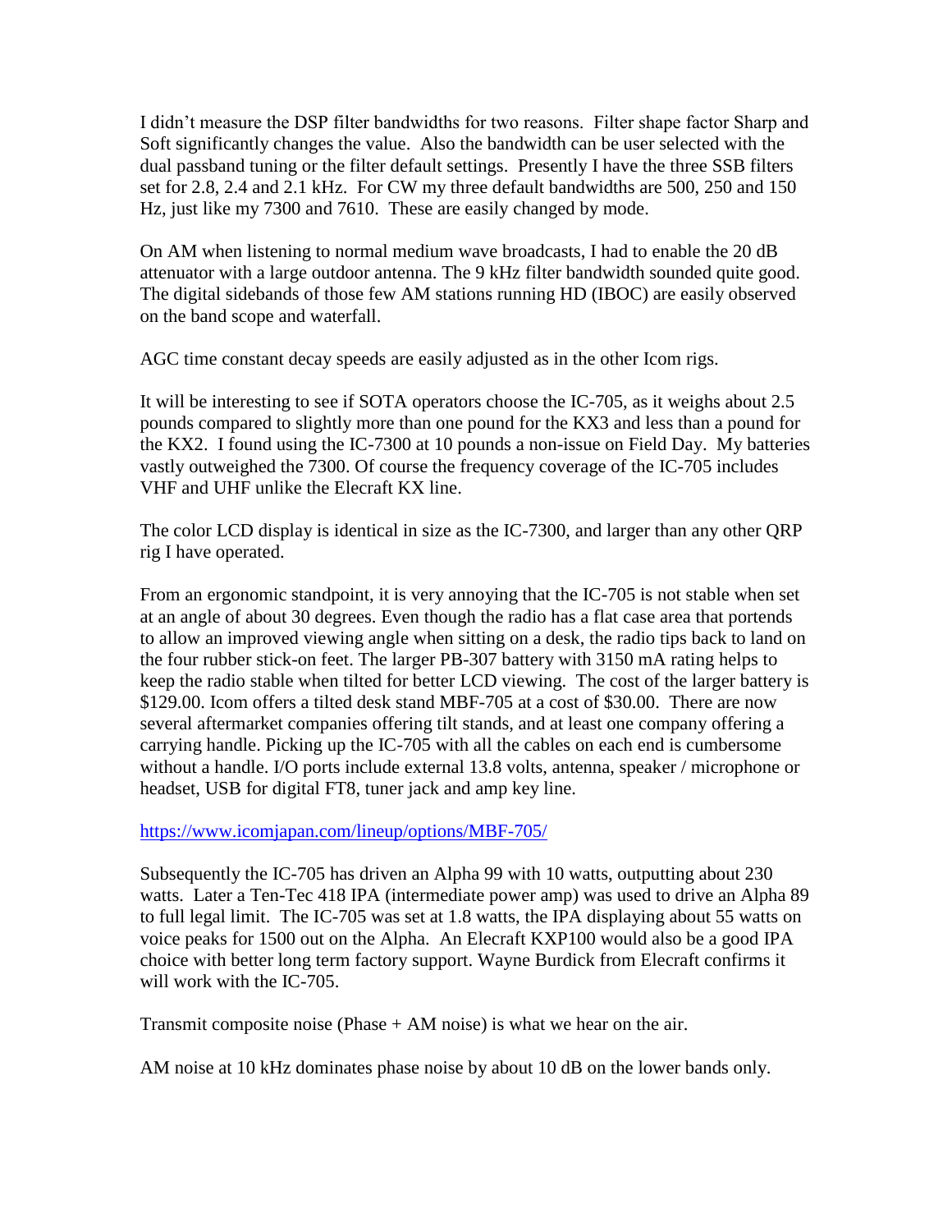I didn't measure the DSP filter bandwidths for two reasons. Filter shape factor Sharp and Soft significantly changes the value. Also the bandwidth can be user selected with the dual passband tuning or the filter default settings. Presently I have the three SSB filters set for 2.8, 2.4 and 2.1 kHz. For CW my three default bandwidths are 500, 250 and 150 Hz, just like my 7300 and 7610. These are easily changed by mode.

On AM when listening to normal medium wave broadcasts, I had to enable the 20 dB attenuator with a large outdoor antenna. The 9 kHz filter bandwidth sounded quite good. The digital sidebands of those few AM stations running HD (IBOC) are easily observed on the band scope and waterfall.

AGC time constant decay speeds are easily adjusted as in the other Icom rigs.

It will be interesting to see if SOTA operators choose the IC-705, as it weighs about 2.5 pounds compared to slightly more than one pound for the KX3 and less than a pound for the KX2. I found using the IC-7300 at 10 pounds a non-issue on Field Day. My batteries vastly outweighed the 7300. Of course the frequency coverage of the IC-705 includes VHF and UHF unlike the Elecraft KX line.

The color LCD display is identical in size as the IC-7300, and larger than any other QRP rig I have operated.

From an ergonomic standpoint, it is very annoying that the IC-705 is not stable when set at an angle of about 30 degrees. Even though the radio has a flat case area that portends to allow an improved viewing angle when sitting on a desk, the radio tips back to land on the four rubber stick-on feet. The larger PB-307 battery with 3150 mA rating helps to keep the radio stable when tilted for better LCD viewing. The cost of the larger battery is $129.00. Icom offers a tilted desk stand MBF-705 at a cost of $30.00. There are now several aftermarket companies offering tilt stands, and at least one company offering a carrying handle. Picking up the IC-705 with all the cables on each end is cumbersome without a handle. I/O ports include external 13.8 volts, antenna, speaker / microphone or headset, USB for digital FT8, tuner jack and amp key line.

https://www.icomjapan.com/lineup/options/MBF-705/

Subsequently the IC-705 has driven an Alpha 99 with 10 watts, outputting about 230 watts. Later a Ten-Tec 418 IPA (intermediate power amp) was used to drive an Alpha 89 to full legal limit. The IC-705 was set at 1.8 watts, the IPA displaying about 55 watts on voice peaks for 1500 out on the Alpha. An Elecraft KXP100 would also be a good IPA choice with better long term factory support. Wayne Burdick from Elecraft confirms it will work with the IC-705.

Transmit composite noise (Phase + AM noise) is what we hear on the air.

AM noise at 10 kHz dominates phase noise by about 10 dB on the lower bands only.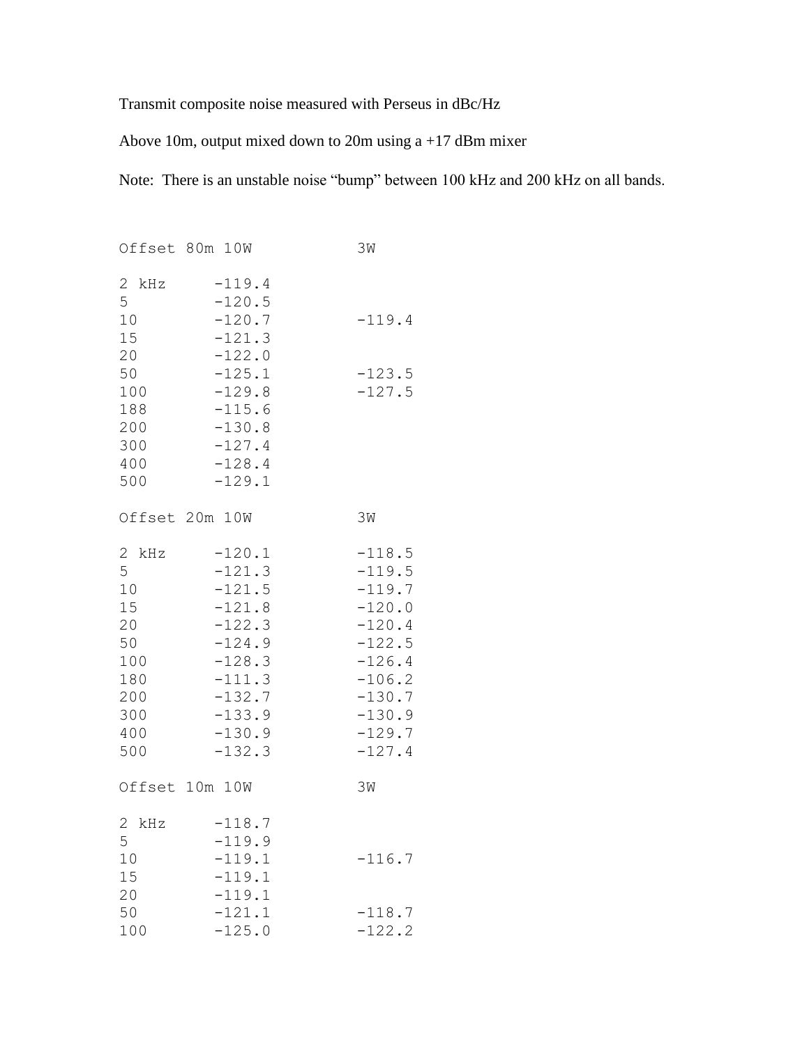Transmit composite noise measured with Perseus in dBc/Hz

Above 10m, output mixed down to 20m using a +17 dBm mixer

Note: There is an unstable noise “bump” between 100 kHz and 200 kHz on all bands.

| Offset | 80m 10W | 3W |
|---|---|---|
| 2 kHz | -119.4 | |
| 5 | -120.5 | |
| 10 | -120.7 | -119.4 |
| 15 | -121.3 | |
| 20 | -122.0 | |
| 50 | -125.1 | -123.5 |
| 100 | -129.8 | -127.5 |
| 188 | -115.6 | |
| 200 | -130.8 | |
| 300 | -127.4 | |
| 400 | -128.4 | |
| 500 | -129.1 | |

| Offset | 20m 10W | 3W |
|---|---|---|
| 2 kHz | -120.1 | -118.5 |
| 5 | -121.3 | -119.5 |
| 10 | -121.5 | -119.7 |
| 15 | -121.8 | -120.0 |
| 20 | -122.3 | -120.4 |
| 50 | -124.9 | -122.5 |
| 100 | -128.3 | -126.4 |
| 180 | -111.3 | -106.2 |
| 200 | -132.7 | -130.7 |
| 300 | -133.9 | -130.9 |
| 400 | -130.9 | -129.7 |
| 500 | -132.3 | -127.4 |

| Offset | 10m 10W | 3W |
|---|---|---|
| 2 kHz | -118.7 | |
| 5 | -119.9 | |
| 10 | -119.1 | -116.7 |
| 15 | -119.1 | |
| 20 | -119.1 | |
| 50 | -121.1 | -118.7 |
| 100 | -125.0 | -122.2 |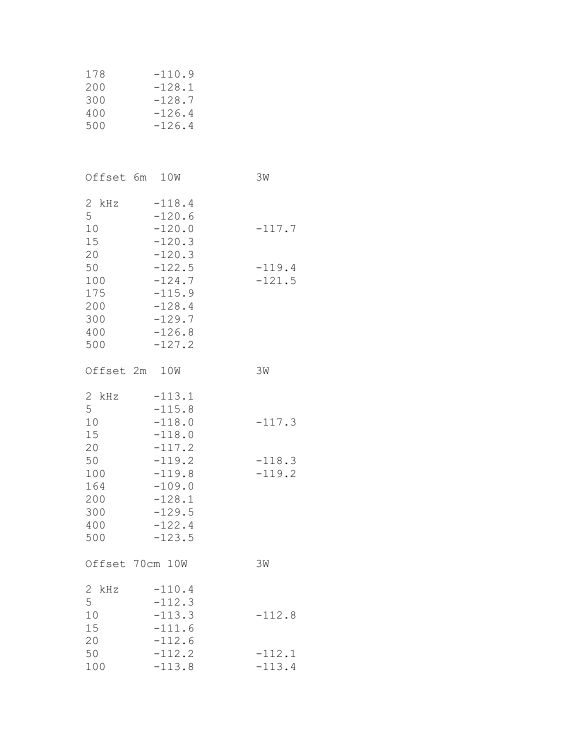| | |
|---|---|
| 178 | -110.9 |
| 200 | -128.1 |
| 300 | -128.7 |
| 400 | -126.4 |
| 500 | -126.4 |

| Offset 6m | 10W | 3W |
|---|---|---|
| 2 kHz | -118.4 | |
| 5 | -120.6 | |
| 10 | -120.0 | -117.7 |
| 15 | -120.3 | |
| 20 | -120.3 | |
| 50 | -122.5 | -119.4 |
| 100 | -124.7 | -121.5 |
| 175 | -115.9 | |
| 200 | -128.4 | |
| 300 | -129.7 | |
| 400 | -126.8 | |
| 500 | -127.2 | |

| Offset 2m | 10W | 3W |
|---|---|---|
| 2 kHz | -113.1 | |
| 5 | -115.8 | |
| 10 | -118.0 | -117.3 |
| 15 | -118.0 | |
| 20 | -117.2 | |
| 50 | -119.2 | -118.3 |
| 100 | -119.8 | -119.2 |
| 164 | -109.0 | |
| 200 | -128.1 | |
| 300 | -129.5 | |
| 400 | -122.4 | |
| 500 | -123.5 | |

| Offset 70cm | 10W | 3W |
|---|---|---|
| 2 kHz | -110.4 | |
| 5 | -112.3 | |
| 10 | -113.3 | -112.8 |
| 15 | -111.6 | |
| 20 | -112.6 | |
| 50 | -112.2 | -112.1 |
| 100 | -113.8 | -113.4 |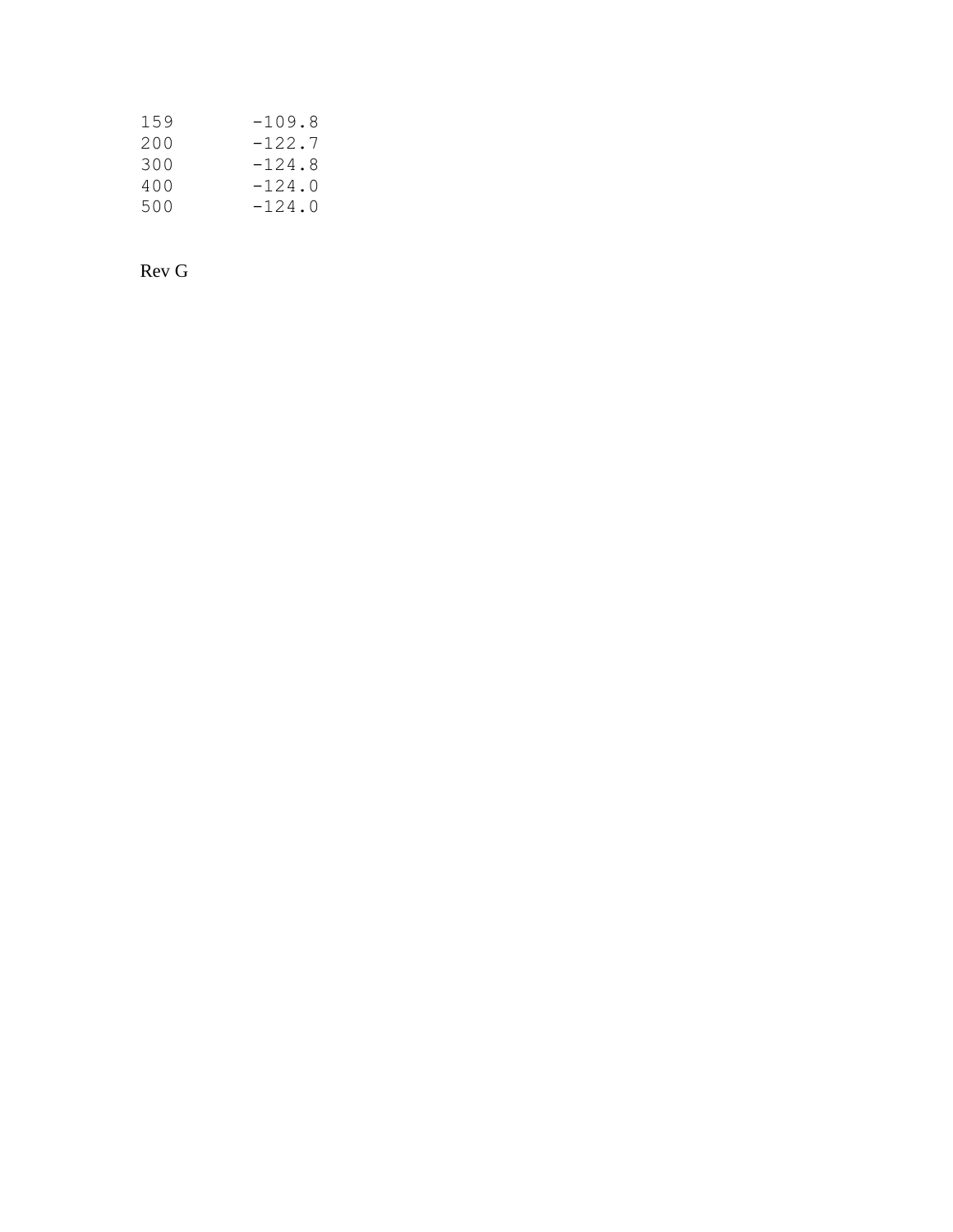| | |
|---|---|
| 159 | -109.8 |
| 200 | -122.7 |
| 300 | -124.8 |
| 400 | -124.0 |
| 500 | -124.0 |

Rev G